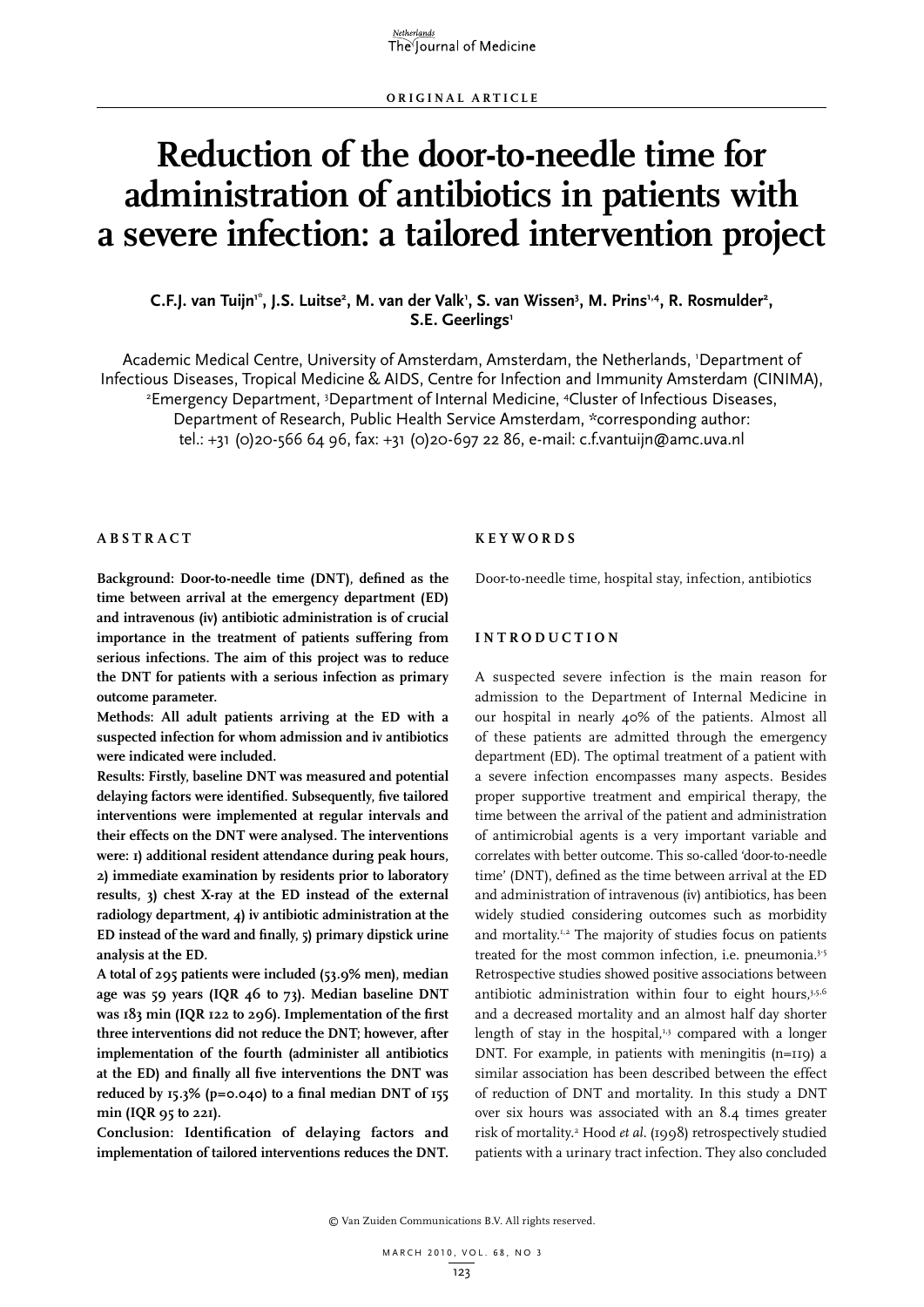ORIGINAL ARTICLE

# Reduction of the door-to-needle time for administration of antibiotics in patients with a severe infection: a tailored intervention project

**C.F.J. van Tuijn[1*], J.S. Luitse[2], M. van der Valk[1], S. van Wissen[3], M. Prins[1,4], R. Rosmulder[2], S.E. Geerlings[1]**

Academic Medical Centre, University of Amsterdam, Amsterdam, the Netherlands, [1]Department of Infectious Diseases, Tropical Medicine & AIDS, Centre for Infection and Immunity Amsterdam (CINIMA), [2]Emergency Department, [3]Department of Internal Medicine, [4]Cluster of Infectious Diseases, Department of Research, Public Health Service Amsterdam, *corresponding author: tel.: +31 (0)20-566 64 96, fax: +31 (0)20-697 22 86, e-mail: c.f.vantuijn@amc.uva.nl

## ABSTRACT

**Background: Door-to-needle time (DNT), defined as the time between arrival at the emergency department (ED) and intravenous (iv) antibiotic administration is of crucial importance in the treatment of patients suffering from serious infections. The aim of this project was to reduce the DNT for patients with a serious infection as primary outcome parameter.**

**Methods: All adult patients arriving at the ED with a suspected infection for whom admission and iv antibiotics were indicated were included.**

**Results: Firstly, baseline DNT was measured and potential delaying factors were identified. Subsequently, five tailored interventions were implemented at regular intervals and their effects on the DNT were analysed. The interventions were: 1) additional resident attendance during peak hours, 2) immediate examination by residents prior to laboratory results, 3) chest X-ray at the ED instead of the external radiology department, 4) iv antibiotic administration at the ED instead of the ward and finally, 5) primary dipstick urine analysis at the ED.**

**A total of 295 patients were included (53.9% men), median age was 59 years (IQR 46 to 73). Median baseline DNT was 183 min (IQR 122 to 296). Implementation of the first three interventions did not reduce the DNT; however, after implementation of the fourth (administer all antibiotics at the ED) and finally all five interventions the DNT was reduced by 15.3% (p=0.040) to a final median DNT of 155 min (IQR 95 to 221).**

**Conclusion: Identification of delaying factors and implementation of tailored interventions reduces the DNT.**

## KEYWORDS

Door-to-needle time, hospital stay, infection, antibiotics

## INTRODUCTION

A suspected severe infection is the main reason for admission to the Department of Internal Medicine in our hospital in nearly 40% of the patients. Almost all of these patients are admitted through the emergency department (ED). The optimal treatment of a patient with a severe infection encompasses many aspects. Besides proper supportive treatment and empirical therapy, the time between the arrival of the patient and administration of antimicrobial agents is a very important variable and correlates with better outcome. This so-called 'door-to-needle time' (DNT), defined as the time between arrival at the ED and administration of intravenous (iv) antibiotics, has been widely studied considering outcomes such as morbidity and mortality.[1,2] The majority of studies focus on patients treated for the most common infection, i.e. pneumonia.[3-5] Retrospective studies showed positive associations between antibiotic administration within four to eight hours,[3,5,6] and a decreased mortality and an almost half day shorter length of stay in the hospital,[1,3] compared with a longer DNT. For example, in patients with meningitis (n=119) a similar association has been described between the effect of reduction of DNT and mortality. In this study a DNT over six hours was associated with an 8.4 times greater risk of mortality.[2] Hood *et al.* (1998) retrospectively studied patients with a urinary tract infection. They also concluded

© Van Zuiden Communications B.V. All rights reserved.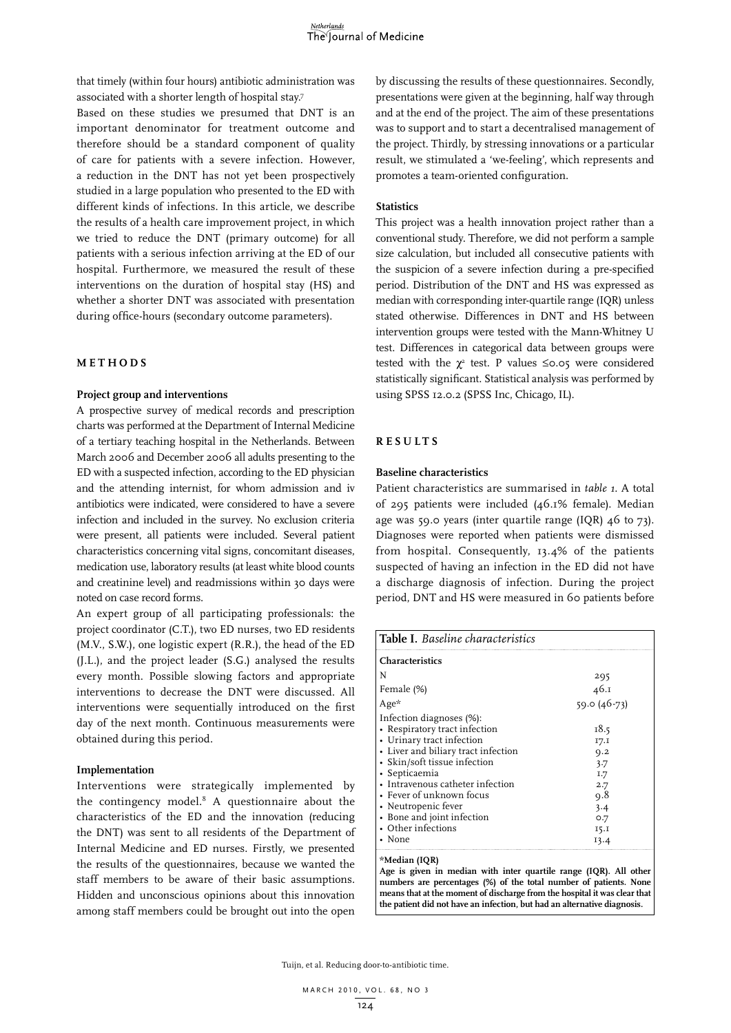that timely (within four hours) antibiotic administration was associated with a shorter length of hospital stay.[7]

Based on these studies we presumed that DNT is an important denominator for treatment outcome and therefore should be a standard component of quality of care for patients with a severe infection. However, a reduction in the DNT has not yet been prospectively studied in a large population who presented to the ED with different kinds of infections. In this article, we describe the results of a health care improvement project, in which we tried to reduce the DNT (primary outcome) for all patients with a serious infection arriving at the ED of our hospital. Furthermore, we measured the result of these interventions on the duration of hospital stay (HS) and whether a shorter DNT was associated with presentation during office-hours (secondary outcome parameters).

## METHODS

### Project group and interventions

A prospective survey of medical records and prescription charts was performed at the Department of Internal Medicine of a tertiary teaching hospital in the Netherlands. Between March 2006 and December 2006 all adults presenting to the ED with a suspected infection, according to the ED physician and the attending internist, for whom admission and iv antibiotics were indicated, were considered to have a severe infection and included in the survey. No exclusion criteria were present, all patients were included. Several patient characteristics concerning vital signs, concomitant diseases, medication use, laboratory results (at least white blood counts and creatinine level) and readmissions within 30 days were noted on case record forms.

An expert group of all participating professionals: the project coordinator (C.T.), two ED nurses, two ED residents (M.V., S.W.), one logistic expert (R.R.), the head of the ED (J.L.), and the project leader (S.G.) analysed the results every month. Possible slowing factors and appropriate interventions to decrease the DNT were discussed. All interventions were sequentially introduced on the first day of the next month. Continuous measurements were obtained during this period.

### Implementation

Interventions were strategically implemented by the contingency model.[8] A questionnaire about the characteristics of the ED and the innovation (reducing the DNT) was sent to all residents of the Department of Internal Medicine and ED nurses. Firstly, we presented the results of the questionnaires, because we wanted the staff members to be aware of their basic assumptions. Hidden and unconscious opinions about this innovation among staff members could be brought out into the open by discussing the results of these questionnaires. Secondly, presentations were given at the beginning, half way through and at the end of the project. The aim of these presentations was to support and to start a decentralised management of the project. Thirdly, by stressing innovations or a particular result, we stimulated a 'we-feeling', which represents and promotes a team-oriented configuration.

### Statistics

This project was a health innovation project rather than a conventional study. Therefore, we did not perform a sample size calculation, but included all consecutive patients with the suspicion of a severe infection during a pre-specified period. Distribution of the DNT and HS was expressed as median with corresponding inter-quartile range (IQR) unless stated otherwise. Differences in DNT and HS between intervention groups were tested with the Mann-Whitney U test. Differences in categorical data between groups were tested with the $\chi^2$ test. P values $\leq 0.05$ were considered statistically significant. Statistical analysis was performed by using SPSS 12.0.2 (SPSS Inc, Chicago, IL).

## RESULTS

### Baseline characteristics

Patient characteristics are summarised in *table 1*. A total of 295 patients were included (46.1% female). Median age was 59.0 years (inter quartile range (IQR) 46 to 73). Diagnoses were reported when patients were dismissed from hospital. Consequently, 13.4% of the patients suspected of having an infection in the ED did not have a discharge diagnosis of infection. During the project period, DNT and HS were measured in 60 patients before

**Table I.** *Baseline characteristics*

| **Characteristics** | |
|---|---|
| N | 295 |
| Female (%) | 46.1 |
| Age* | 59.0 (46-73) |
| Infection diagnoses (%): | |
| • Respiratory tract infection | 18.5 |
| • Urinary tract infection | 17.1 |
| • Liver and biliary tract infection | 9.2 |
| • Skin/soft tissue infection | 3.7 |
| • Septicaemia | 1.7 |
| • Intravenous catheter infection | 2.7 |
| • Fever of unknown focus | 9.8 |
| • Neutropenic fever | 3.4 |
| • Bone and joint infection | 0.7 |
| • Other infections | 15.1 |
| • None | 13.4 |

**\*Median (IQR)**
**Age is given in median with inter quartile range (IQR). All other numbers are percentages (%) of the total number of patients. None means that at the moment of discharge from the hospital it was clear that the patient did not have an infection, but had an alternative diagnosis.**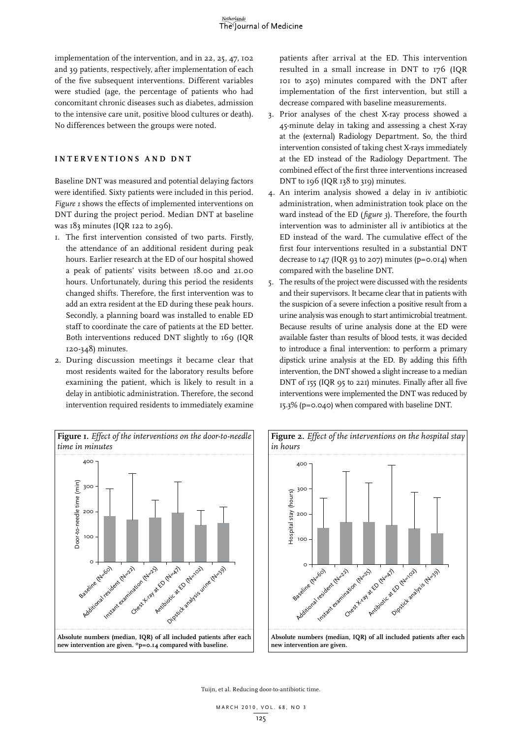implementation of the intervention, and in 22, 25, 47, 102 and 39 patients, respectively, after implementation of each of the five subsequent interventions. Different variables were studied (age, the percentage of patients who had concomitant chronic diseases such as diabetes, admission to the intensive care unit, positive blood cultures or death). No differences between the groups were noted.

## INTERVENTIONS AND DNT

Baseline DNT was measured and potential delaying factors were identified. Sixty patients were included in this period. *Figure 1* shows the effects of implemented interventions on DNT during the project period. Median DNT at baseline was 183 minutes (IQR 122 to 296).

1. The first intervention consisted of two parts. Firstly, the attendance of an additional resident during peak hours. Earlier research at the ED of our hospital showed a peak of patients' visits between 18.00 and 21.00 hours. Unfortunately, during this period the residents changed shifts. Therefore, the first intervention was to add an extra resident at the ED during these peak hours. Secondly, a planning board was installed to enable ED staff to coordinate the care of patients at the ED better. Both interventions reduced DNT slightly to 169 (IQR 120-348) minutes.
2. During discussion meetings it became clear that most residents waited for the laboratory results before examining the patient, which is likely to result in a delay in antibiotic administration. Therefore, the second intervention required residents to immediately examine patients after arrival at the ED. This intervention resulted in a small increase in DNT to 176 (IQR 101 to 250) minutes compared with the DNT after implementation of the first intervention, but still a decrease compared with baseline measurements.
3. Prior analyses of the chest X-ray process showed a 45-minute delay in taking and assessing a chest X-ray at the (external) Radiology Department. So, the third intervention consisted of taking chest X-rays immediately at the ED instead of the Radiology Department. The combined effect of the first three interventions increased DNT to 196 (IQR 138 to 319) minutes.
4. An interim analysis showed a delay in iv antibiotic administration, when administration took place on the ward instead of the ED (*figure 3*). Therefore, the fourth intervention was to administer all iv antibiotics at the ED instead of the ward. The cumulative effect of the first four interventions resulted in a substantial DNT decrease to 147 (IQR 93 to 207) minutes (p=0.014) when compared with the baseline DNT.
5. The results of the project were discussed with the residents and their supervisors. It became clear that in patients with the suspicion of a severe infection a positive result from a urine analysis was enough to start antimicrobial treatment. Because results of urine analysis done at the ED were available faster than results of blood tests, it was decided to introduce a final intervention: to perform a primary dipstick urine analysis at the ED. By adding this fifth intervention, the DNT showed a slight increase to a median DNT of 155 (IQR 95 to 221) minutes. Finally after all five interventions were implemented the DNT was reduced by 15.3% (p=0.040) when compared with baseline DNT.

**Figure 1.** *Effect of the interventions on the door-to-needle time in minutes*

**Absolute numbers (median, IQR) of all included patients after each new intervention are given. *p=0.14 compared with baseline.**

**Figure 2.** *Effect of the interventions on the hospital stay in hours*

**Absolute numbers (median, IQR) of all included patients after each new intervention are given.**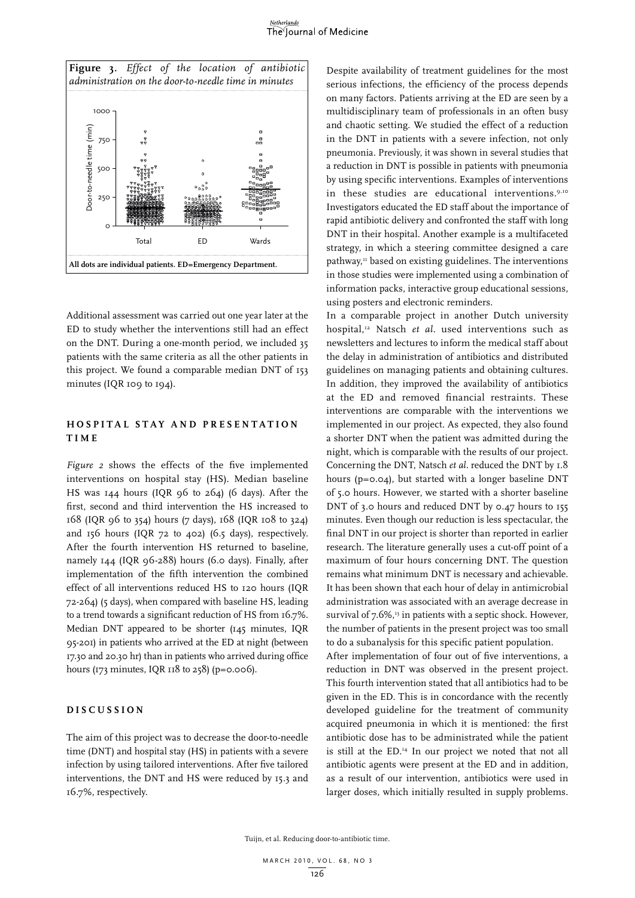**Figure 3.** *Effect of the location of antibiotic administration on the door-to-needle time in minutes*

All dots are individual patients. ED=Emergency Department.

Additional assessment was carried out one year later at the ED to study whether the interventions still had an effect on the DNT. During a one-month period, we included 35 patients with the same criteria as all the other patients in this project. We found a comparable median DNT of 153 minutes (IQR 109 to 194).

## Hospital stay and presentation time

*Figure 2* shows the effects of the five implemented interventions on hospital stay (HS). Median baseline HS was 144 hours (IQR 96 to 264) (6 days). After the first, second and third intervention the HS increased to 168 (IQR 96 to 354) hours (7 days), 168 (IQR 108 to 324) and 156 hours (IQR 72 to 402) (6.5 days), respectively. After the fourth intervention HS returned to baseline, namely 144 (IQR 96-288) hours (6.0 days). Finally, after implementation of the fifth intervention the combined effect of all interventions reduced HS to 120 hours (IQR 72-264) (5 days), when compared with baseline HS, leading to a trend towards a significant reduction of HS from 16.7%. Median DNT appeared to be shorter (145 minutes, IQR 95-201) in patients who arrived at the ED at night (between 17.30 and 20.30 hr) than in patients who arrived during office hours (173 minutes, IQR 118 to 258) ($p=0.006$).

## Discussion

The aim of this project was to decrease the door-to-needle time (DNT) and hospital stay (HS) in patients with a severe infection by using tailored interventions. After five tailored interventions, the DNT and HS were reduced by 15.3 and 16.7%, respectively.

Despite availability of treatment guidelines for the most serious infections, the efficiency of the process depends on many factors. Patients arriving at the ED are seen by a multidisciplinary team of professionals in an often busy and chaotic setting. We studied the effect of a reduction in the DNT in patients with a severe infection, not only pneumonia. Previously, it was shown in several studies that a reduction in DNT is possible in patients with pneumonia by using specific interventions. Examples of interventions in these studies are educational interventions.[9,10] Investigators educated the ED staff about the importance of rapid antibiotic delivery and confronted the staff with long DNT in their hospital. Another example is a multifaceted strategy, in which a steering committee designed a care pathway,[11] based on existing guidelines. The interventions in those studies were implemented using a combination of information packs, interactive group educational sessions, using posters and electronic reminders.

In a comparable project in another Dutch university hospital,[12] Natsch *et al.* used interventions such as newsletters and lectures to inform the medical staff about the delay in administration of antibiotics and distributed guidelines on managing patients and obtaining cultures. In addition, they improved the availability of antibiotics at the ED and removed financial restraints. These interventions are comparable with the interventions we implemented in our project. As expected, they also found a shorter DNT when the patient was admitted during the night, which is comparable with the results of our project. Concerning the DNT, Natsch *et al.* reduced the DNT by 1.8 hours ($p=0.04$), but started with a longer baseline DNT of 5.0 hours. However, we started with a shorter baseline DNT of 3.0 hours and reduced DNT by 0.47 hours to 155 minutes. Even though our reduction is less spectacular, the final DNT in our project is shorter than reported in earlier research. The literature generally uses a cut-off point of a maximum of four hours concerning DNT. The question remains what minimum DNT is necessary and achievable. It has been shown that each hour of delay in antimicrobial administration was associated with an average decrease in survival of 7.6%,[13] in patients with a septic shock. However, the number of patients in the present project was too small to do a subanalysis for this specific patient population.

After implementation of four out of five interventions, a reduction in DNT was observed in the present project. This fourth intervention stated that all antibiotics had to be given in the ED. This is in concordance with the recently developed guideline for the treatment of community acquired pneumonia in which it is mentioned: the first antibiotic dose has to be administrated while the patient is still at the ED.[14] In our project we noted that not all antibiotic agents were present at the ED and in addition, as a result of our intervention, antibiotics were used in larger doses, which initially resulted in supply problems.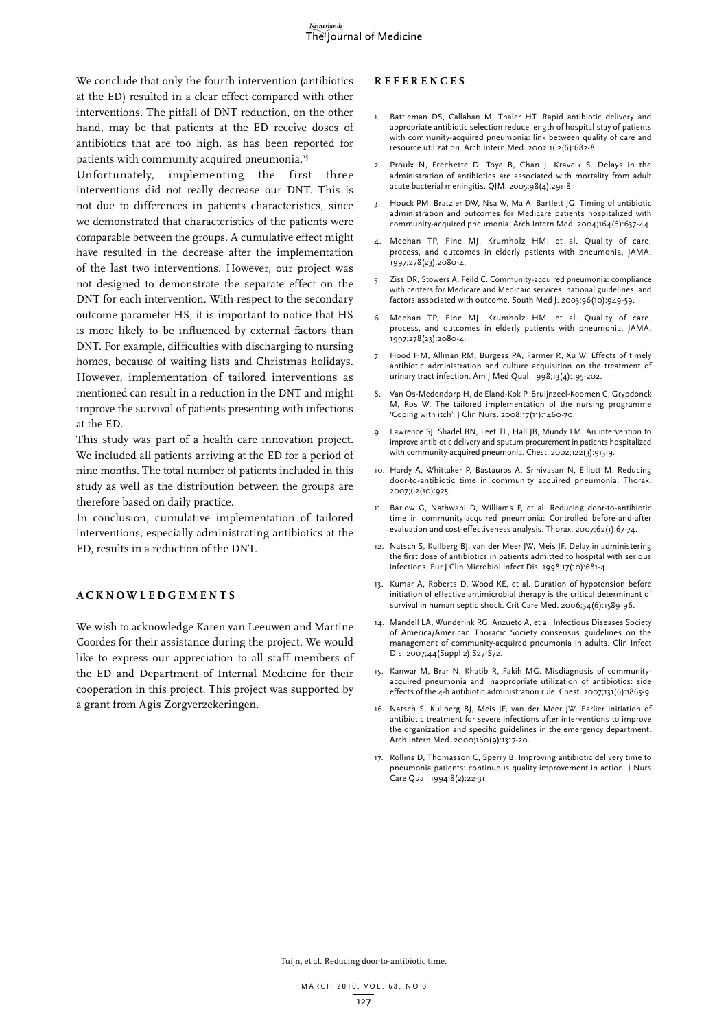We conclude that only the fourth intervention (antibiotics at the ED) resulted in a clear effect compared with other interventions. The pitfall of DNT reduction, on the other hand, may be that patients at the ED receive doses of antibiotics that are too high, as has been reported for patients with community acquired pneumonia.[15]

Unfortunately, implementing the first three interventions did not really decrease our DNT. This is not due to differences in patients characteristics, since we demonstrated that characteristics of the patients were comparable between the groups. A cumulative effect might have resulted in the decrease after the implementation of the last two interventions. However, our project was not designed to demonstrate the separate effect on the DNT for each intervention. With respect to the secondary outcome parameter HS, it is important to notice that HS is more likely to be influenced by external factors than DNT. For example, difficulties with discharging to nursing homes, because of waiting lists and Christmas holidays. However, implementation of tailored interventions as mentioned can result in a reduction in the DNT and might improve the survival of patients presenting with infections at the ED.

This study was part of a health care innovation project. We included all patients arriving at the ED for a period of nine months. The total number of patients included in this study as well as the distribution between the groups are therefore based on daily practice.

In conclusion, cumulative implementation of tailored interventions, especially administrating antibiotics at the ED, results in a reduction of the DNT.

## ACKNOWLEDGEMENTS

We wish to acknowledge Karen van Leeuwen and Martine Coordes for their assistance during the project. We would like to express our appreciation to all staff members of the ED and Department of Internal Medicine for their cooperation in this project. This project was supported by a grant from Agis Zorgverzekeringen.

## REFERENCES

1. Battleman DS, Callahan M, Thaler HT. Rapid antibiotic delivery and appropriate antibiotic selection reduce length of hospital stay of patients with community-acquired pneumonia: link between quality of care and resource utilization. Arch Intern Med. 2002;162(6):682-8.
2. Proulx N, Frechette D, Toye B, Chan J, Kravcik S. Delays in the administration of antibiotics are associated with mortality from adult acute bacterial meningitis. QJM. 2005;98(4):291-8.
3. Houck PM, Bratzler DW, Nsa W, Ma A, Bartlett JG. Timing of antibiotic administration and outcomes for Medicare patients hospitalized with community-acquired pneumonia. Arch Intern Med. 2004;164(6):637-44.
4. Meehan TP, Fine MJ, Krumholz HM, et al. Quality of care, process, and outcomes in elderly patients with pneumonia. JAMA. 1997;278(23):2080-4.
5. Ziss DR, Stowers A, Feild C. Community-acquired pneumonia: compliance with centers for Medicare and Medicaid services, national guidelines, and factors associated with outcome. South Med J. 2003;96(10):949-59.
6. Meehan TP, Fine MJ, Krumholz HM, et al. Quality of care, process, and outcomes in elderly patients with pneumonia. JAMA. 1997;278(23):2080-4.
7. Hood HM, Allman RM, Burgess PA, Farmer R, Xu W. Effects of timely antibiotic administration and culture acquisition on the treatment of urinary tract infection. Am J Med Qual. 1998;13(4):195-202.
8. Van Os-Medendorp H, de Eland-Kok P, Bruijnzeel-Koomen C, Grypdonck M, Ros W. The tailored implementation of the nursing programme 'Coping with itch'. J Clin Nurs. 2008;17(11):1460-70.
9. Lawrence SJ, Shadel BN, Leet TL, Hall JB, Mundy LM. An intervention to improve antibiotic delivery and sputum procurement in patients hospitalized with community-acquired pneumonia. Chest. 2002;122(3):913-9.
10. Hardy A, Whittaker P, Bastauros A, Srinivasan N, Elliott M. Reducing door-to-antibiotic time in community acquired pneumonia. Thorax. 2007;62(10):925.
11. Barlow G, Nathwani D, Williams F, et al. Reducing door-to-antibiotic time in community-acquired pneumonia: Controlled before-and-after evaluation and cost-effectiveness analysis. Thorax. 2007;62(1):67-74.
12. Natsch S, Kullberg BJ, van der Meer JW, Meis JF. Delay in administering the first dose of antibiotics in patients admitted to hospital with serious infections. Eur J Clin Microbiol Infect Dis. 1998;17(10):681-4.
13. Kumar A, Roberts D, Wood KE, et al. Duration of hypotension before initiation of effective antimicrobial therapy is the critical determinant of survival in human septic shock. Crit Care Med. 2006;34(6):1589-96.
14. Mandell LA, Wunderink RG, Anzueto A, et al. Infectious Diseases Society of America/American Thoracic Society consensus guidelines on the management of community-acquired pneumonia in adults. Clin Infect Dis. 2007;44(Suppl 2):S27-S72.
15. Kanwar M, Brar N, Khatib R, Fakih MG. Misdiagnosis of community-acquired pneumonia and inappropriate utilization of antibiotics: side effects of the 4-h antibiotic administration rule. Chest. 2007;131(6):1865-9.
16. Natsch S, Kullberg BJ, Meis JF, van der Meer JW. Earlier initiation of antibiotic treatment for severe infections after interventions to improve the organization and specific guidelines in the emergency department. Arch Intern Med. 2000;160(9):1317-20.
17. Rollins D, Thomasson C, Sperry B. Improving antibiotic delivery time to pneumonia patients: continuous quality improvement in action. J Nurs Care Qual. 1994;8(2):22-31.